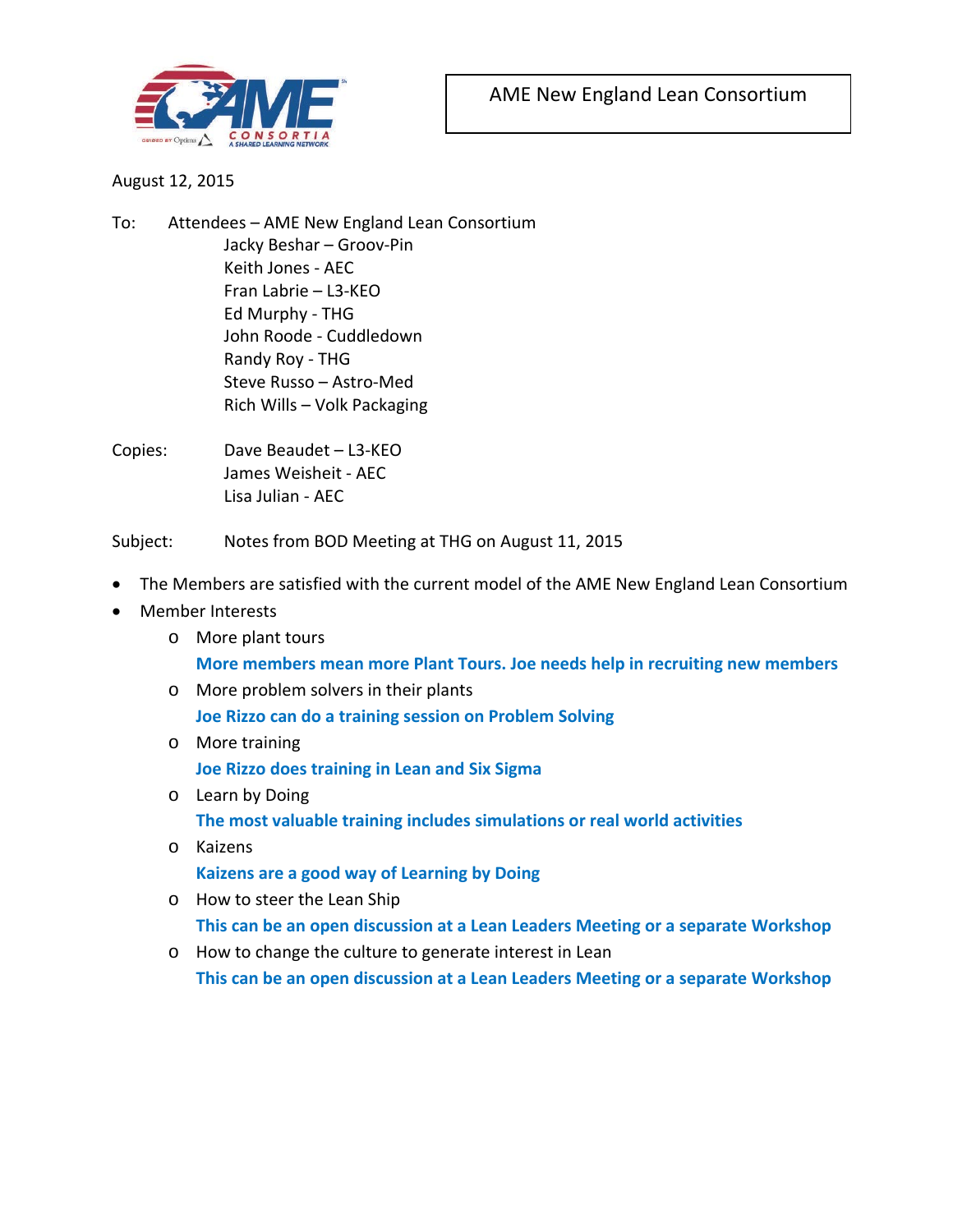AME New England Lean Consortium

August 12, 2015

To: Attendees – AME New England Lean Consortium
Jacky Beshar – Groov-Pin
Keith Jones - AEC
Fran Labrie – L3-KEO
Ed Murphy - THG
John Roode - Cuddledown
Randy Roy - THG
Steve Russo – Astro-Med
Rich Wills – Volk Packaging

Copies: Dave Beaudet – L3-KEO
James Weisheit - AEC
Lisa Julian - AEC

Subject: Notes from BOD Meeting at THG on August 11, 2015

- The Members are satisfied with the current model of the AME New England Lean Consortium
- Member Interests
  - More plant tours
    **More members mean more Plant Tours. Joe needs help in recruiting new members**
  - More problem solvers in their plants
    **Joe Rizzo can do a training session on Problem Solving**
  - More training
    **Joe Rizzo does training in Lean and Six Sigma**
  - Learn by Doing
    **The most valuable training includes simulations or real world activities**
  - Kaizens
    **Kaizens are a good way of Learning by Doing**
  - How to steer the Lean Ship
    **This can be an open discussion at a Lean Leaders Meeting or a separate Workshop**
  - How to change the culture to generate interest in Lean
    **This can be an open discussion at a Lean Leaders Meeting or a separate Workshop**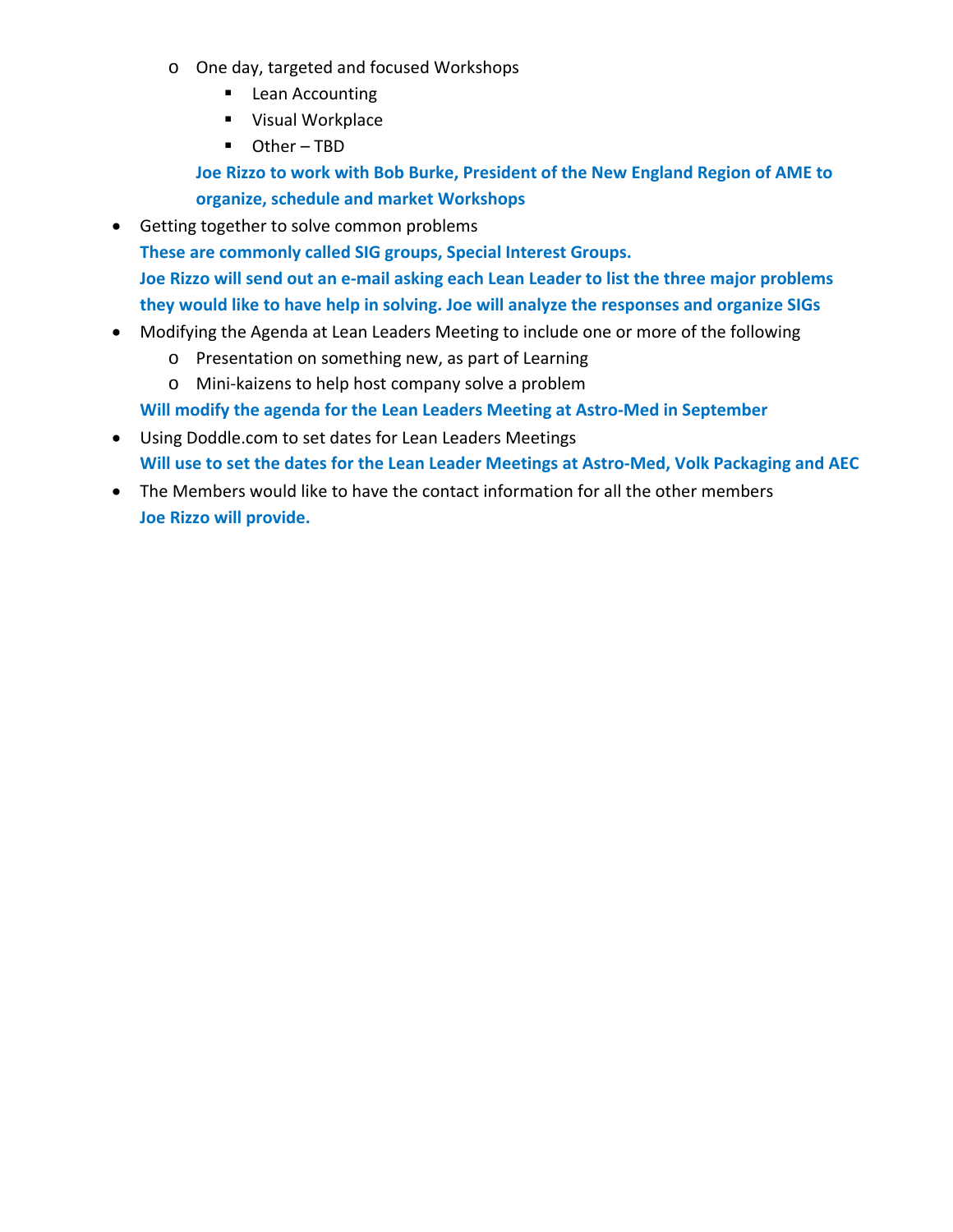- One day, targeted and focused Workshops
  - Lean Accounting
  - Visual Workplace
  - Other – TBD

  **Joe Rizzo to work with Bob Burke, President of the New England Region of AME to organize, schedule and market Workshops**

- Getting together to solve common problems
  **These are commonly called SIG groups, Special Interest Groups.**
  **Joe Rizzo will send out an e-mail asking each Lean Leader to list the three major problems they would like to have help in solving. Joe will analyze the responses and organize SIGs**
- Modifying the Agenda at Lean Leaders Meeting to include one or more of the following
  - Presentation on something new, as part of Learning
  - Mini-kaizens to help host company solve a problem

  **Will modify the agenda for the Lean Leaders Meeting at Astro-Med in September**
- Using Doddle.com to set dates for Lean Leaders Meetings
  **Will use to set the dates for the Lean Leader Meetings at Astro-Med, Volk Packaging and AEC**
- The Members would like to have the contact information for all the other members
  **Joe Rizzo will provide.**